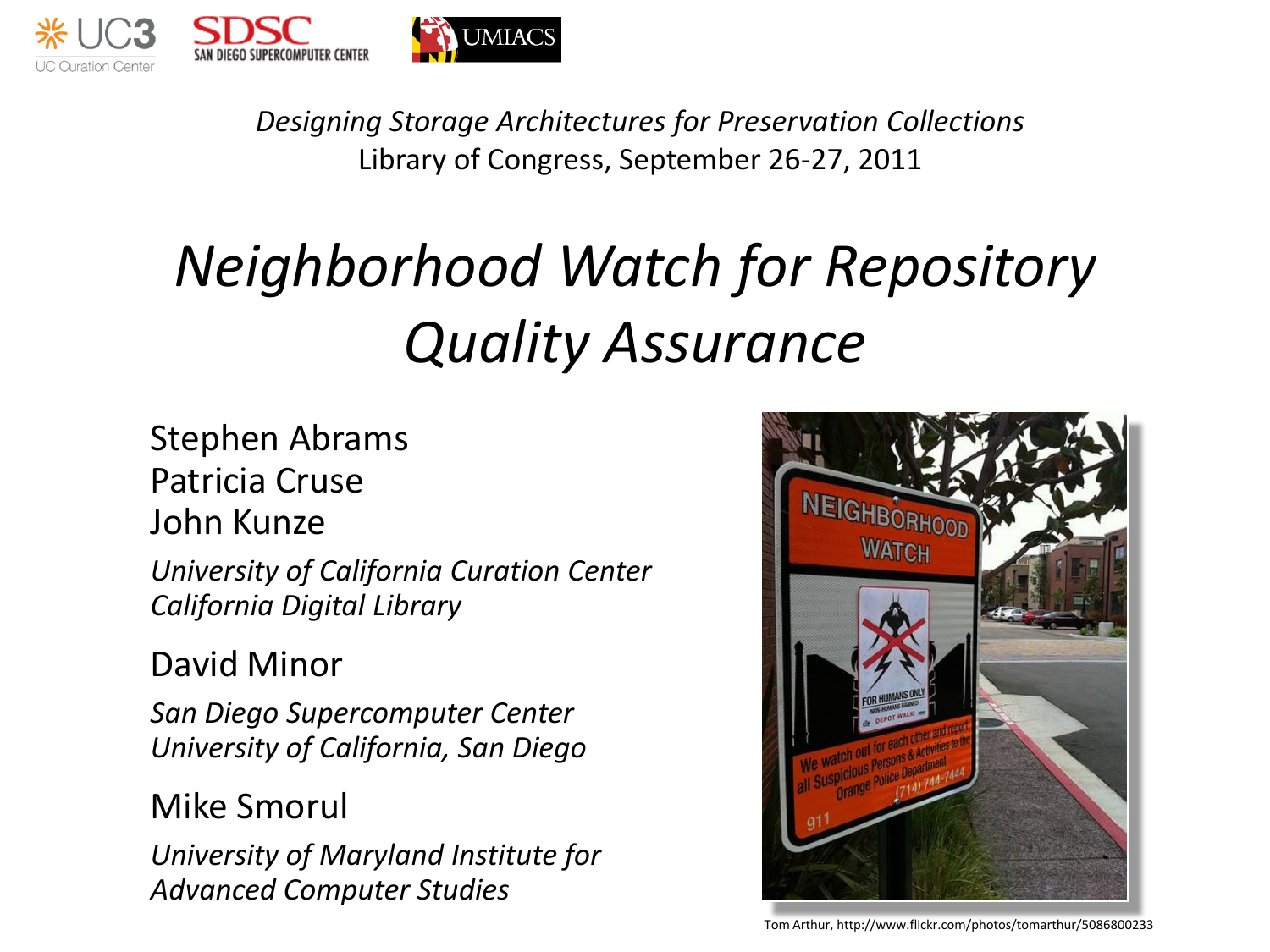*Designing Storage Architectures for Preservation Collections*
Library of Congress, September 26-27, 2011

# *Neighborhood Watch for Repository Quality Assurance*

Stephen Abrams
Patricia Cruse
John Kunze

*University of California Curation Center*
*California Digital Library*

David Minor

*San Diego Supercomputer Center*
*University of California, San Diego*

Mike Smorul

*University of Maryland Institute for Advanced Computer Studies*

Tom Arthur, http://www.flickr.com/photos/tomarthur/5086800233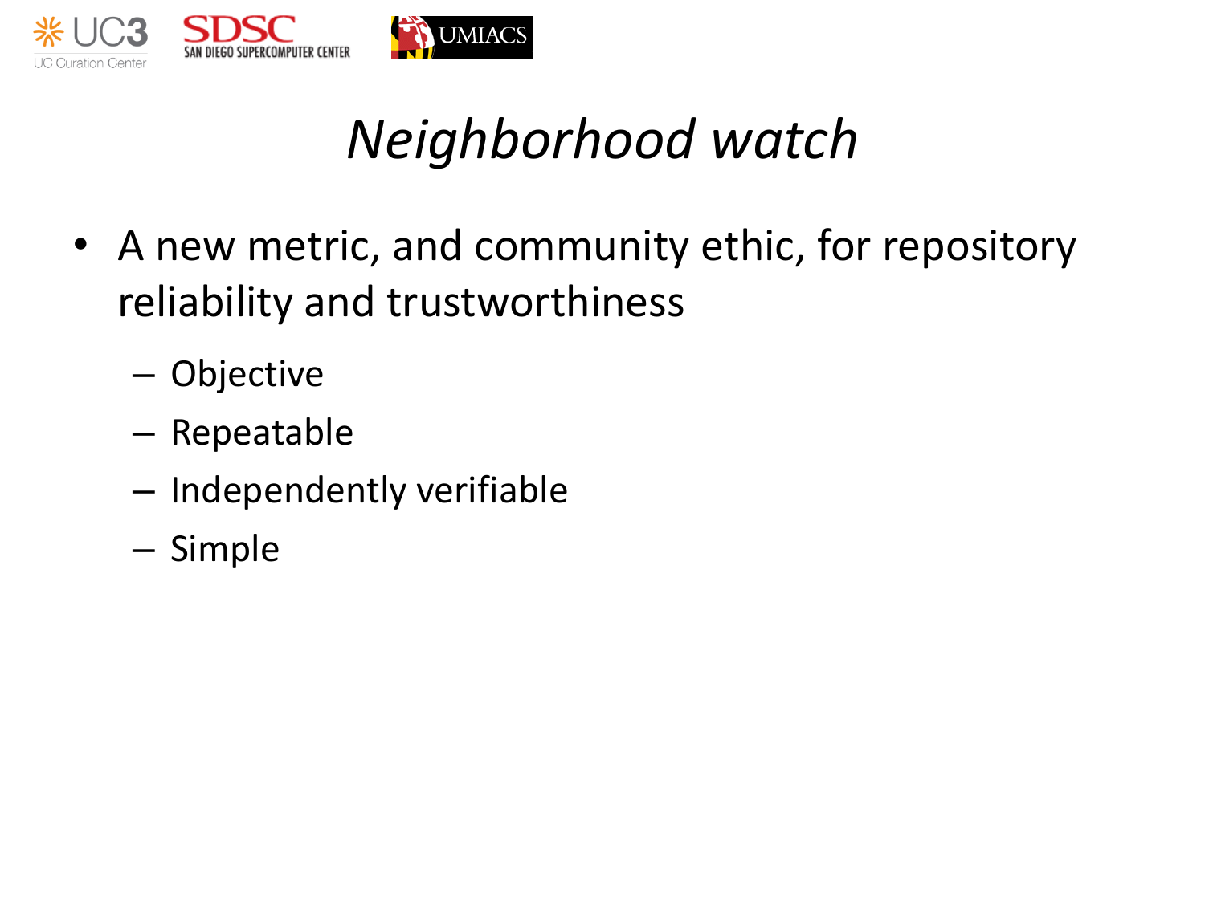# *Neighborhood watch*

- A new metric, and community ethic, for repository reliability and trustworthiness
  - Objective
  - Repeatable
  - Independently verifiable
  - Simple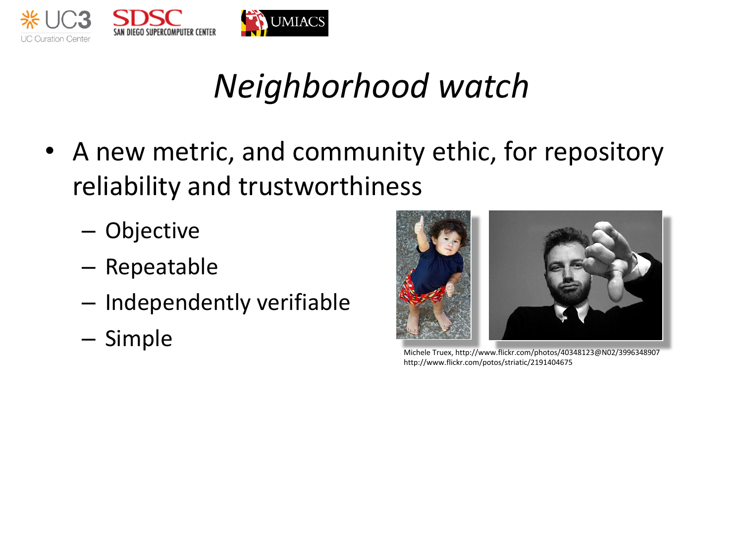# *Neighborhood watch*

- A new metric, and community ethic, for repository reliability and trustworthiness
  - Objective
  - Repeatable
  - Independently verifiable
  - Simple

Michele Truex, http://www.flickr.com/photos/40348123@N02/3996348907
http://www.flickr.com/potos/striatic/2191404675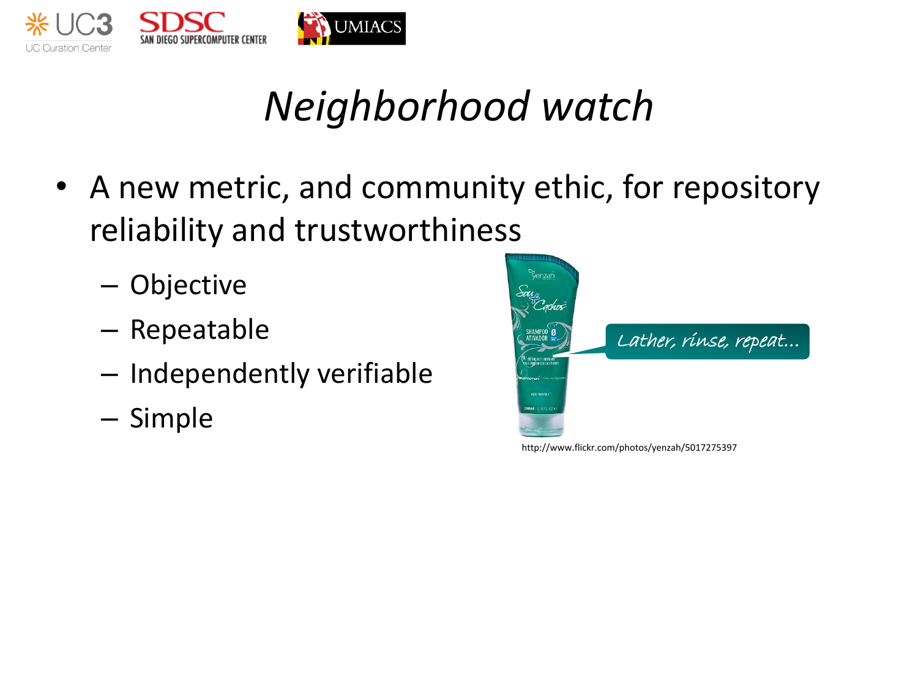# *Neighborhood watch*

- A new metric, and community ethic, for repository reliability and trustworthiness
  - Objective
  - Repeatable
  - Independently verifiable
  - Simple

*Lather, rinse, repeat...*

http://www.flickr.com/photos/yenzah/5017275397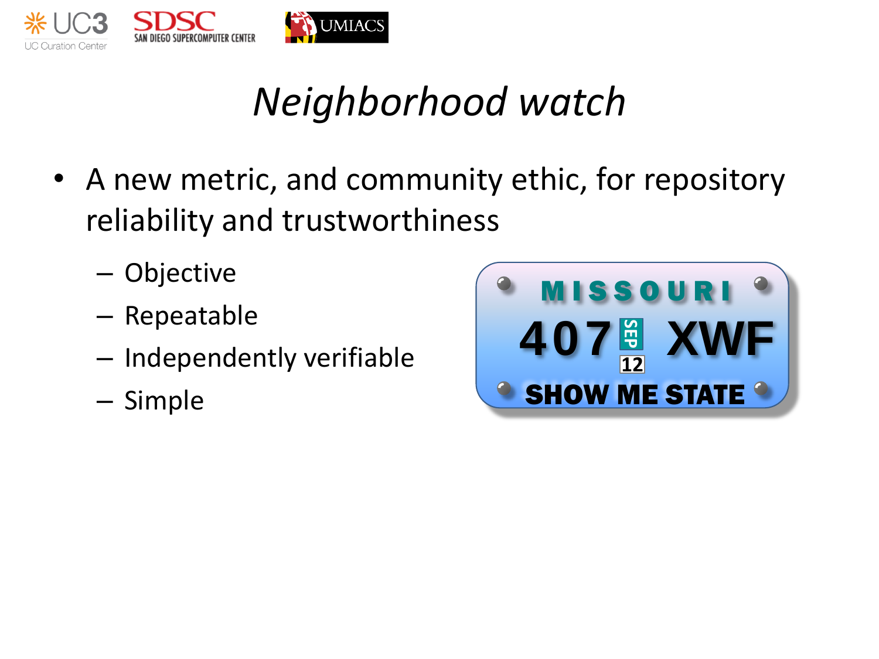# *Neighborhood watch*

- A new metric, and community ethic, for repository reliability and trustworthiness
  - Objective
  - Repeatable
  - Independently verifiable
  - Simple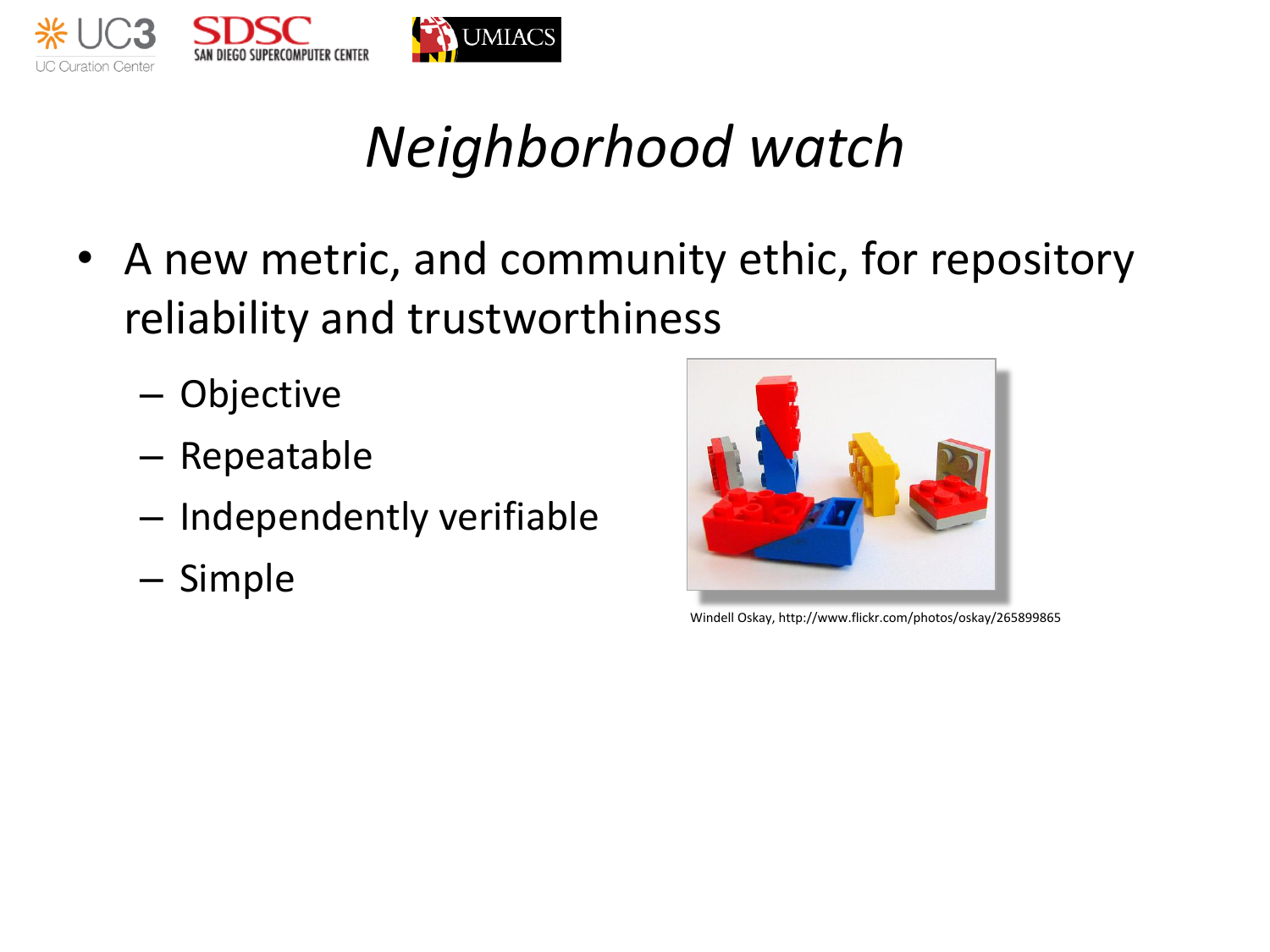# *Neighborhood watch*

- A new metric, and community ethic, for repository reliability and trustworthiness
  - Objective
  - Repeatable
  - Independently verifiable
  - Simple

Windell Oskay, http://www.flickr.com/photos/oskay/265899865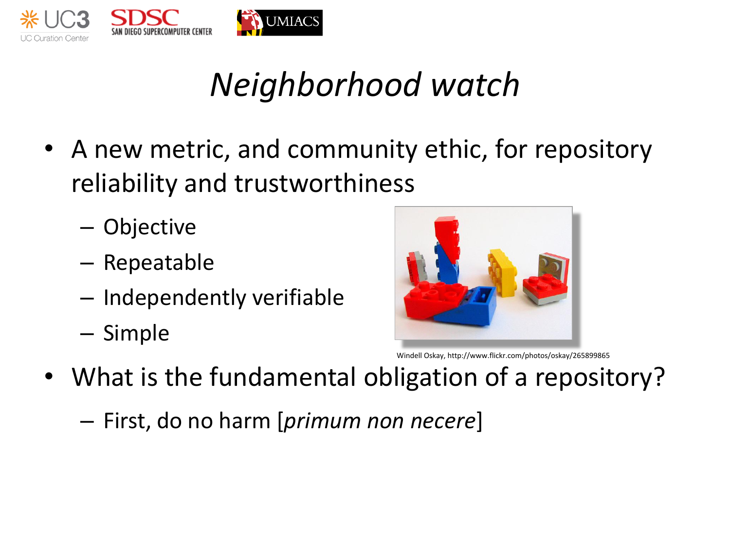# *Neighborhood watch*

- A new metric, and community ethic, for repository reliability and trustworthiness
  - Objective
  - Repeatable
  - Independently verifiable
  - Simple

Windell Oskay, http://www.flickr.com/photos/oskay/265899865

- What is the fundamental obligation of a repository?
  - First, do no harm [*primum non necere*]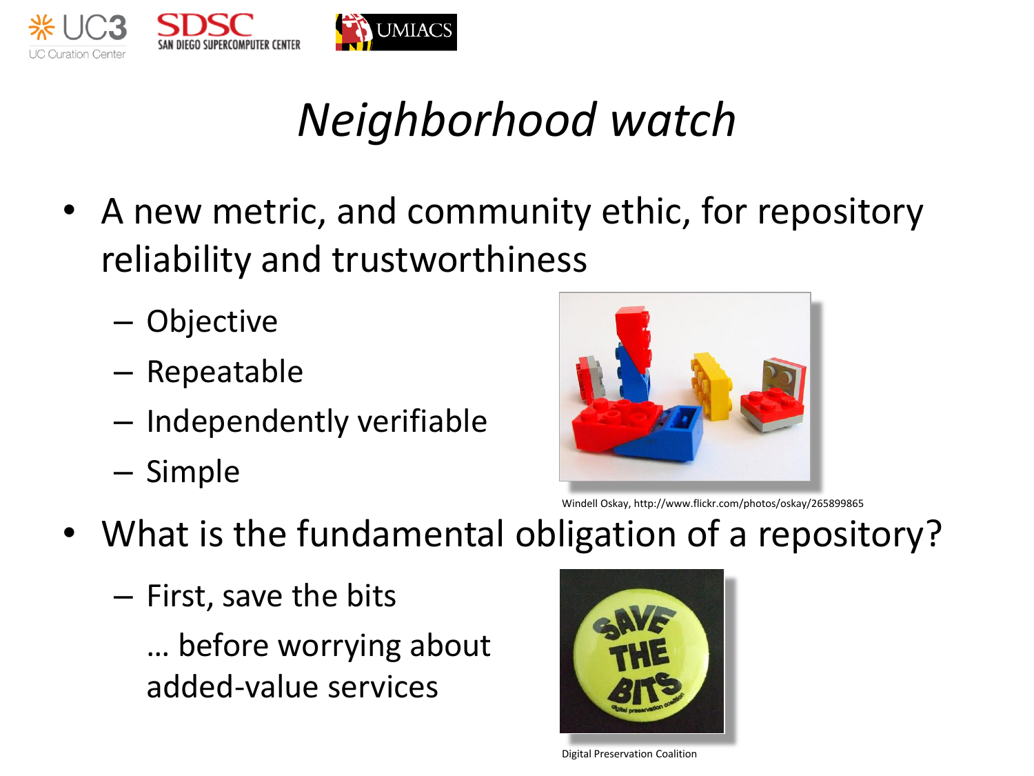# *Neighborhood watch*

- A new metric, and community ethic, for repository reliability and trustworthiness
  - Objective
  - Repeatable
  - Independently verifiable
  - Simple

Windell Oskay, http://www.flickr.com/photos/oskay/265899865

- What is the fundamental obligation of a repository?
  - First, save the bits

    … before worrying about added-value services

Digital Preservation Coalition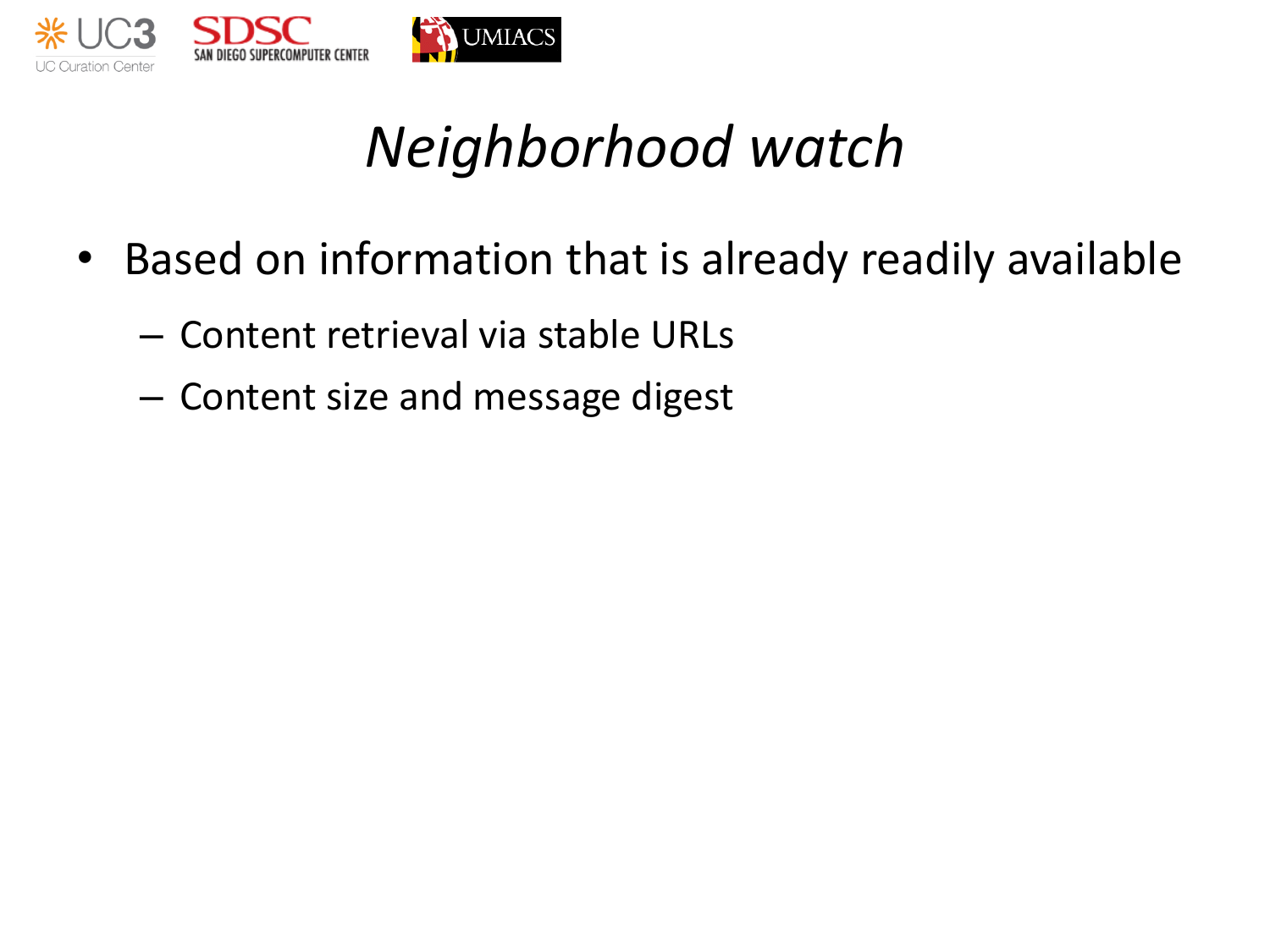# *Neighborhood watch*

- Based on information that is already readily available
  - Content retrieval via stable URLs
  - Content size and message digest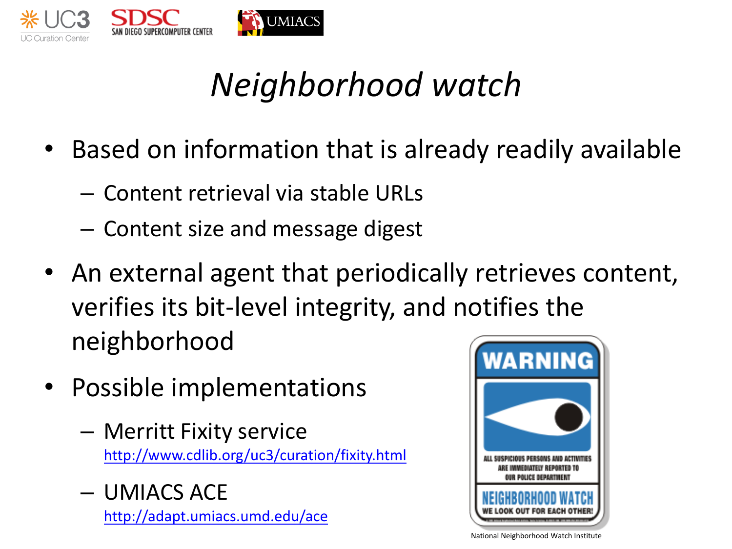# *Neighborhood watch*

- Based on information that is already readily available
  - Content retrieval via stable URLs
  - Content size and message digest
- An external agent that periodically retrieves content, verifies its bit-level integrity, and notifies the neighborhood
- Possible implementations
  - Merritt Fixity service
    http://www.cdlib.org/uc3/curation/fixity.html
  - UMIACS ACE
    http://adapt.umiacs.umd.edu/ace

National Neighborhood Watch Institute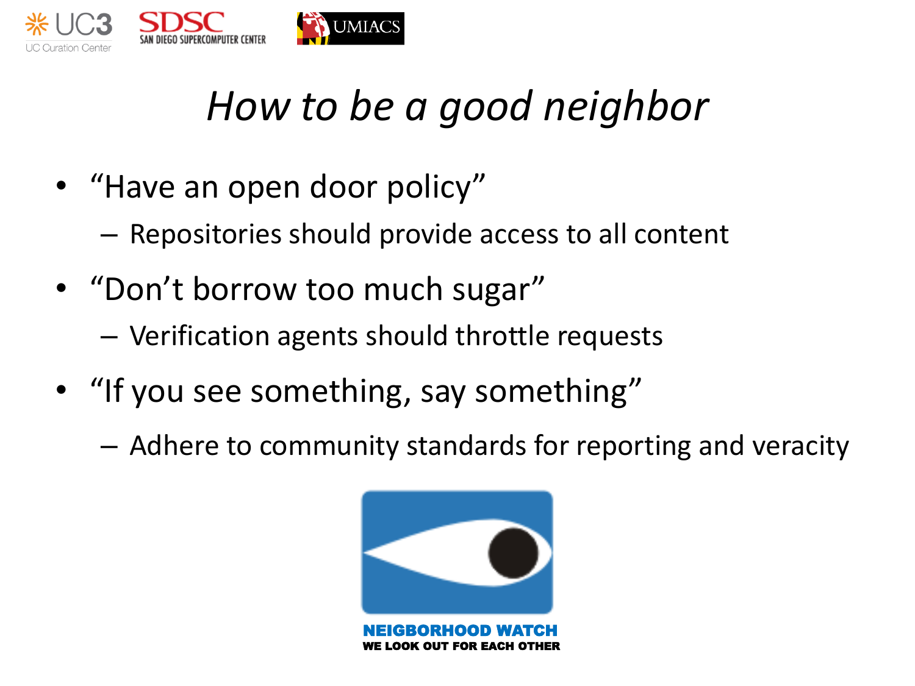# *How to be a good neighbor*

- "Have an open door policy"
  - Repositories should provide access to all content
- "Don't borrow too much sugar"
  - Verification agents should throttle requests
- "If you see something, say something"
  - Adhere to community standards for reporting and veracity

NEIGBORHOOD WATCH
WE LOOK OUT FOR EACH OTHER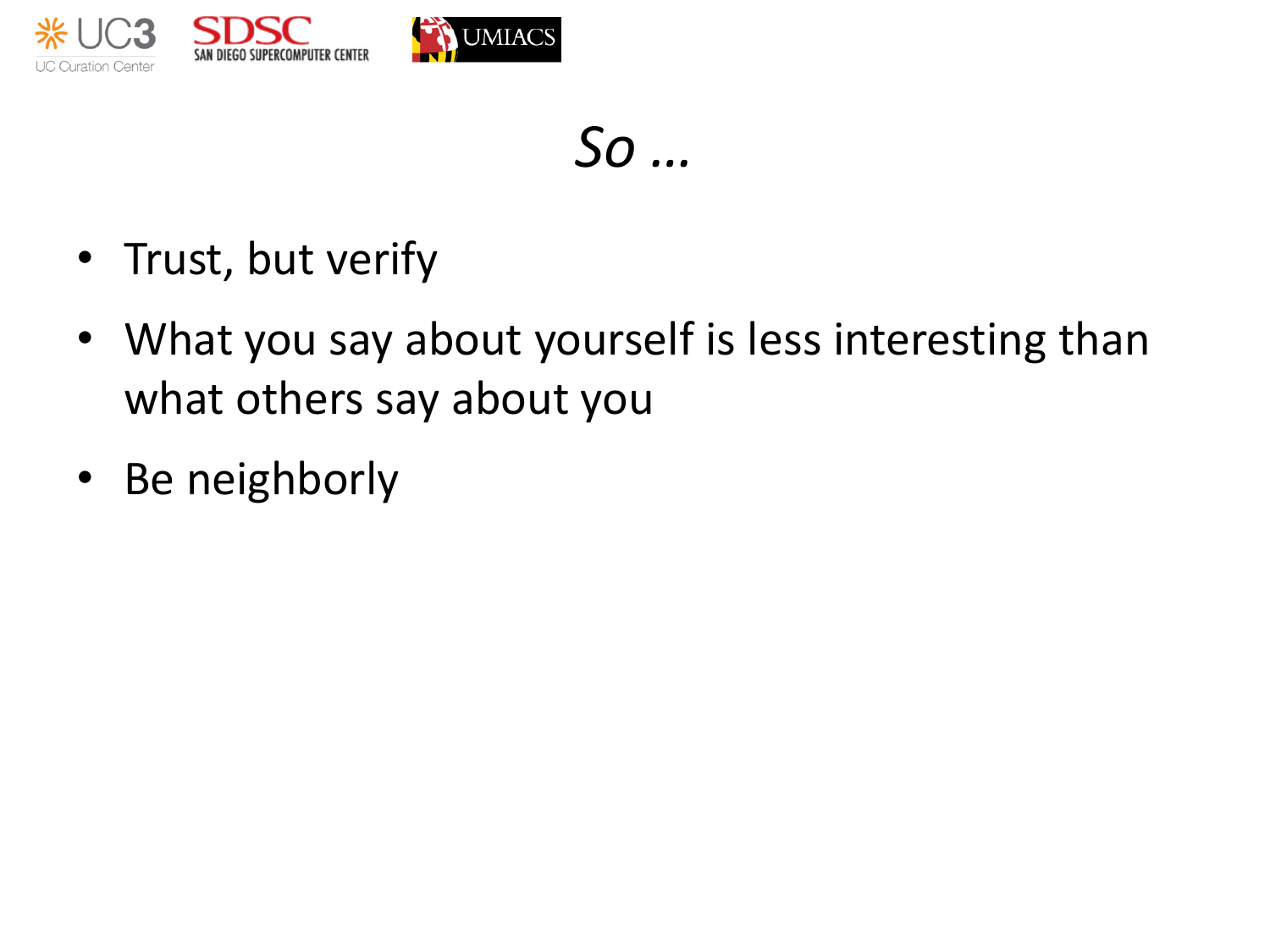# *So …*

- Trust, but verify
- What you say about yourself is less interesting than what others say about you
- Be neighborly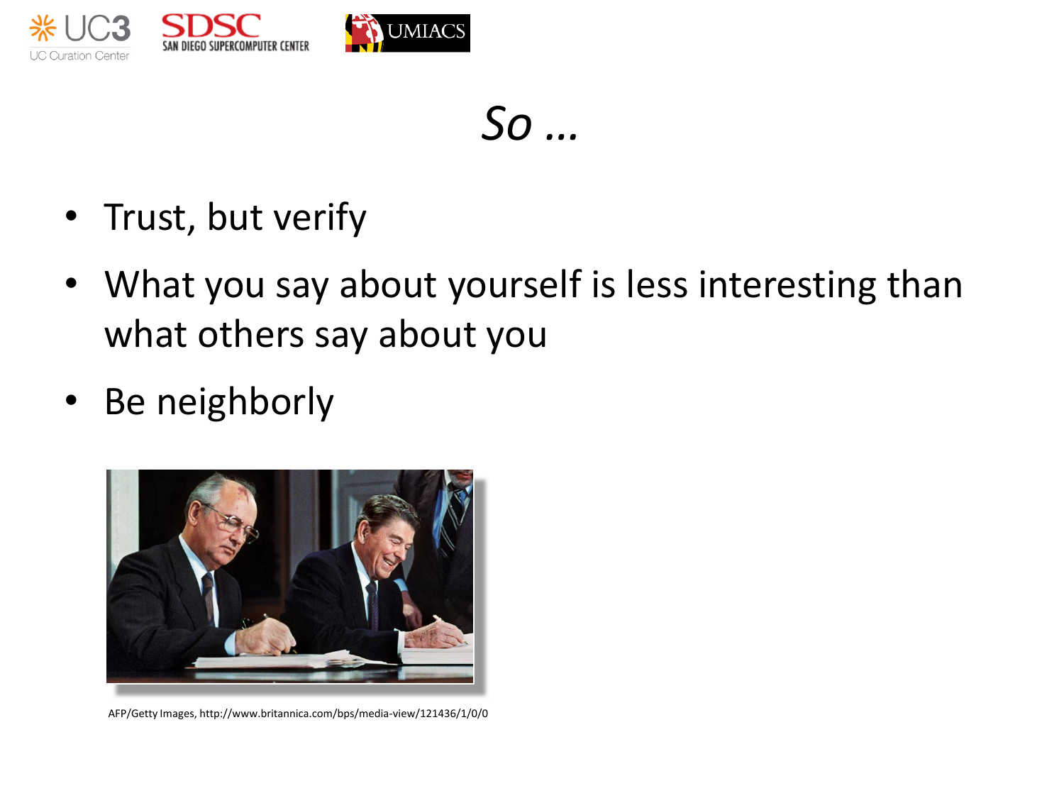# *So …*

- Trust, but verify
- What you say about yourself is less interesting than what others say about you
- Be neighborly

AFP/Getty Images, http://www.britannica.com/bps/media-view/121436/1/0/0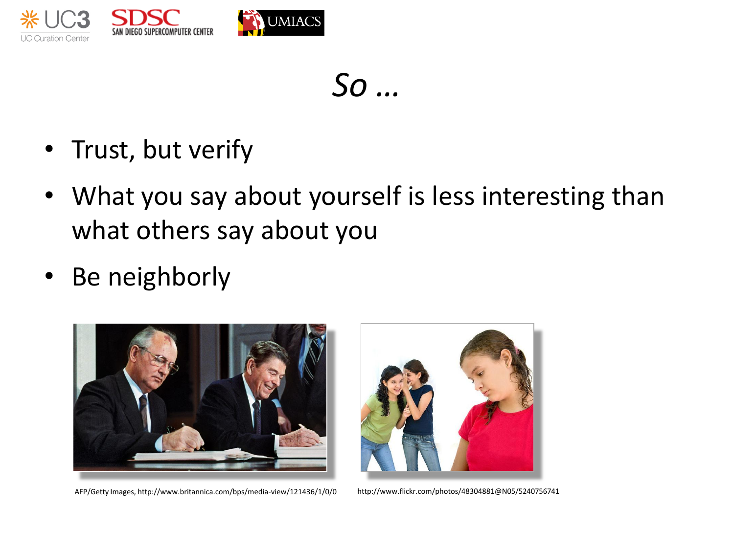# *So …*

- Trust, but verify
- What you say about yourself is less interesting than what others say about you
- Be neighborly

AFP/Getty Images, http://www.britannica.com/bps/media-view/121436/1/0/0

http://www.flickr.com/photos/48304881@N05/5240756741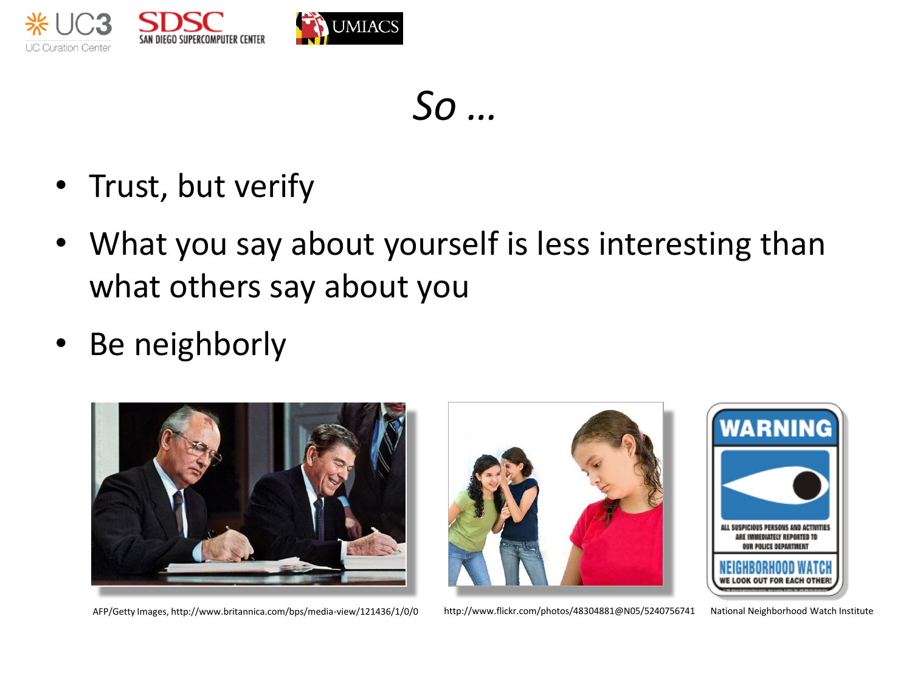# *So …*

- Trust, but verify
- What you say about yourself is less interesting than what others say about you
- Be neighborly

AFP/Getty Images, http://www.britannica.com/bps/media-view/121436/1/0/0

http://www.flickr.com/photos/48304881@N05/5240756741

National Neighborhood Watch Institute